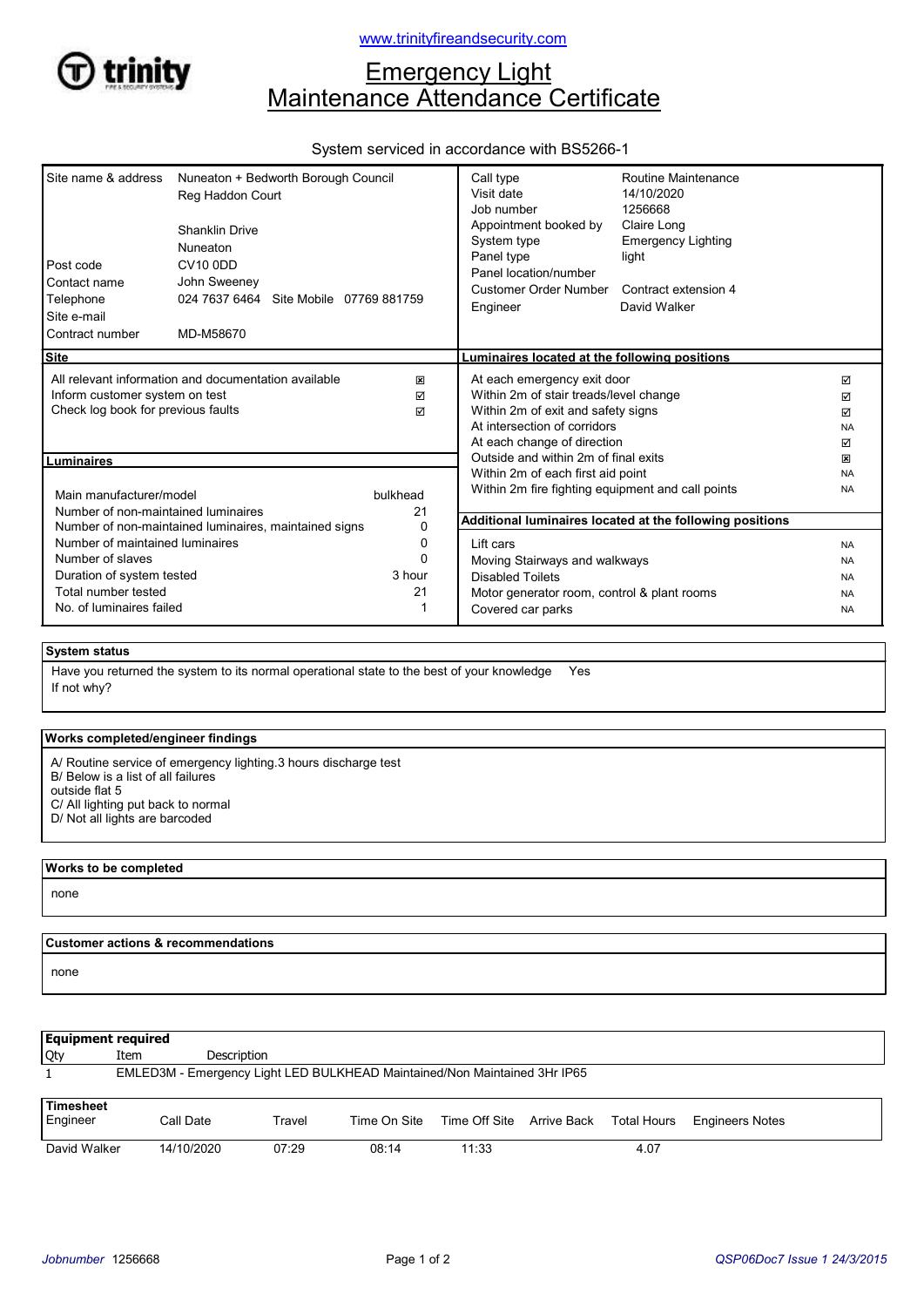www.trinityfireandsecurity.com

# Emergency Light Maintenance Attendance Certificate

System serviced in accordance with BS5266-1

| | | | |
|---|---|---|---|
| Site name & address | Nuneaton + Bedworth Borough Council<br>Reg Haddon Court<br><br>Shanklin Drive<br>Nuneaton | Call type | Routine Maintenance |
| Post code | CV10 0DD | Visit date | 14/10/2020 |
| Contact name | John Sweeney | Job number | 1256668 |
| Telephone | 024 7637 6464 Site Mobile 07769 881759 | Appointment booked by | Claire Long |
| Site e-mail | | System type | Emergency Lighting |
| Contract number | MD-M58670 | Panel type | light |
| | | Panel location/number | |
| | | Customer Order Number | Contract extension 4 |
| | | Engineer | David Walker |

## Site

| | |
|---|---|
| All relevant information and documentation available | ☒ |
| Inform customer system on test | ☑ |
| Check log book for previous faults | ☑ |

## Luminaires

| | |
|---|---|
| Main manufacturer/model | bulkhead |
| Number of non-maintained luminaires | 21 |
| Number of non-maintained luminaires, maintained signs | 0 |
| Number of maintained luminaires | 0 |
| Number of slaves | 0 |
| Duration of system tested | 3 hour |
| Total number tested | 21 |
| No. of luminaires failed | 1 |

## Luminaires located at the following positions

| | |
|---|---|
| At each emergency exit door | ☑ |
| Within 2m of stair treads/level change | ☑ |
| Within 2m of exit and safety signs | ☑ |
| At intersection of corridors | NA |
| At each change of direction | ☑ |
| Outside and within 2m of final exits | ☒ |
| Within 2m of each first aid point | NA |
| Within 2m fire fighting equipment and call points | NA |

## Additional luminaires located at the following positions

| | |
|---|---|
| Lift cars | NA |
| Moving Stairways and walkways | NA |
| Disabled Toilets | NA |
| Motor generator room, control & plant rooms | NA |
| Covered car parks | NA |

## System status

Have you returned the system to its normal operational state to the best of your knowledge Yes

If not why?

## Works completed/engineer findings

A/ Routine service of emergency lighting.3 hours discharge test
B/ Below is a list of all failures
outside flat 5
C/ All lighting put back to normal
D/ Not all lights are barcoded

## Works to be completed

none

## Customer actions & recommendations

none

## Equipment required

| Qty | Item | Description |
|---|---|---|
| 1 | EMLED3M - Emergency Light LED BULKHEAD Maintained/Non Maintained 3Hr IP65 | |

## Timesheet

| Engineer | Call Date | Travel | Time On Site | Time Off Site | Arrive Back | Total Hours | Engineers Notes |
|---|---|---|---|---|---|---|---|
| David Walker | 14/10/2020 | 07:29 | 08:14 | 11:33 | | 4.07 | |

*Jobnumber* 1256668

*QSP06Doc7 Issue 1 24/3/2015*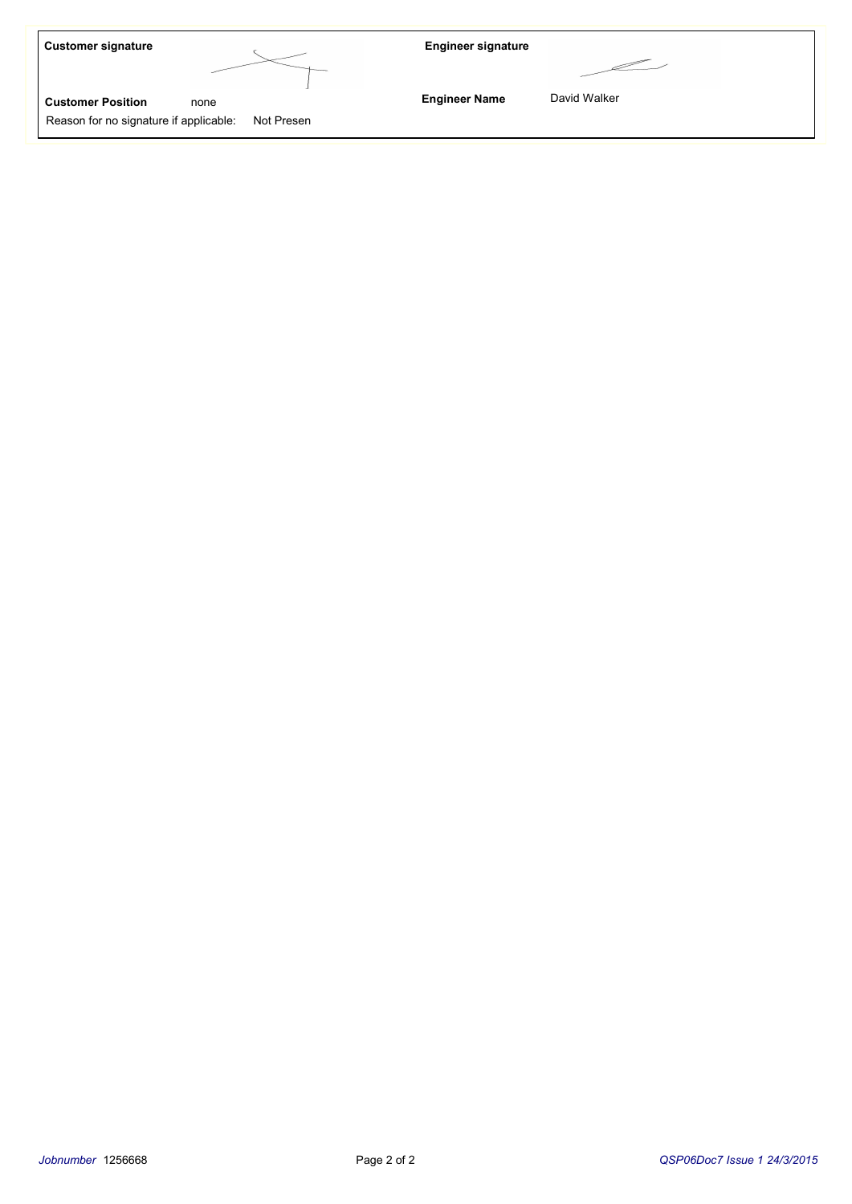| | | | |
|---|---|---|---|
| **Customer signature** | | **Engineer signature** | |
| **Customer Position** | none | **Engineer Name** | David Walker |
| Reason for no signature if applicable: | Not Presen | | |

*Jobnumber* 1256668

*QSP06Doc7 Issue 1 24/3/2015*